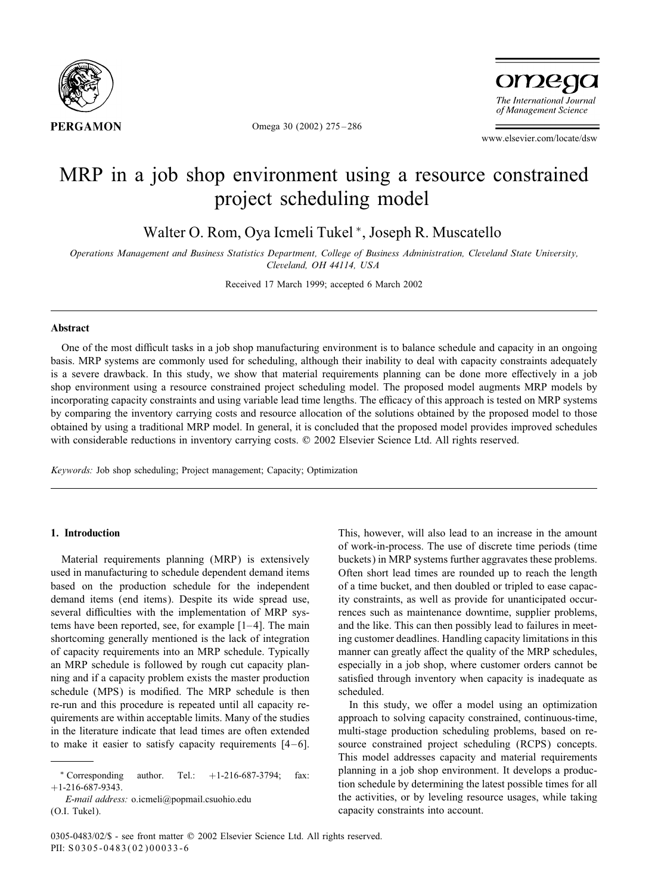# MRP in a job shop environment using a resource constrained project scheduling model

Walter O. Rom, Oya Icmeli Tukel *, Joseph R. Muscatello

*Operations Management and Business Statistics Department, College of Business Administration, Cleveland State University, Cleveland, OH 44114, USA*

Received 17 March 1999; accepted 6 March 2002

## Abstract

One of the most difficult tasks in a job shop manufacturing environment is to balance schedule and capacity in an ongoing basis. MRP systems are commonly used for scheduling, although their inability to deal with capacity constraints adequately is a severe drawback. In this study, we show that material requirements planning can be done more effectively in a job shop environment using a resource constrained project scheduling model. The proposed model augments MRP models by incorporating capacity constraints and using variable lead time lengths. The efficacy of this approach is tested on MRP systems by comparing the inventory carrying costs and resource allocation of the solutions obtained by the proposed model to those obtained by using a traditional MRP model. In general, it is concluded that the proposed model provides improved schedules with considerable reductions in inventory carrying costs. © 2002 Elsevier Science Ltd. All rights reserved.

*Keywords:* Job shop scheduling; Project management; Capacity; Optimization

## 1. Introduction

Material requirements planning (MRP) is extensively used in manufacturing to schedule dependent demand items based on the production schedule for the independent demand items (end items). Despite its wide spread use, several difficulties with the implementation of MRP systems have been reported, see, for example [1–4]. The main shortcoming generally mentioned is the lack of integration of capacity requirements into an MRP schedule. Typically an MRP schedule is followed by rough cut capacity planning and if a capacity problem exists the master production schedule (MPS) is modified. The MRP schedule is then re-run and this procedure is repeated until all capacity requirements are within acceptable limits. Many of the studies in the literature indicate that lead times are often extended to make it easier to satisfy capacity requirements [4–6]. This, however, will also lead to an increase in the amount of work-in-process. The use of discrete time periods (time buckets) in MRP systems further aggravates these problems. Often short lead times are rounded up to reach the length of a time bucket, and then doubled or tripled to ease capacity constraints, as well as provide for unanticipated occurrences such as maintenance downtime, supplier problems, and the like. This can then possibly lead to failures in meeting customer deadlines. Handling capacity limitations in this manner can greatly affect the quality of the MRP schedules, especially in a job shop, where customer orders cannot be satisfied through inventory when capacity is inadequate as scheduled.

In this study, we offer a model using an optimization approach to solving capacity constrained, continuous-time, multi-stage production scheduling problems, based on resource constrained project scheduling (RCPS) concepts. This model addresses capacity and material requirements planning in a job shop environment. It develops a production schedule by determining the latest possible times for all the activities, or by leveling resource usages, while taking capacity constraints into account.

---

* Corresponding author. Tel.: +1-216-687-3794; fax: +1-216-687-9343.

*E-mail address:* o.icmeli@popmail.csuohio.edu (O.I. Tukel).

0305-0483/02/$ - see front matter © 2002 Elsevier Science Ltd. All rights reserved.
PII: S0305-0483(02)00033-6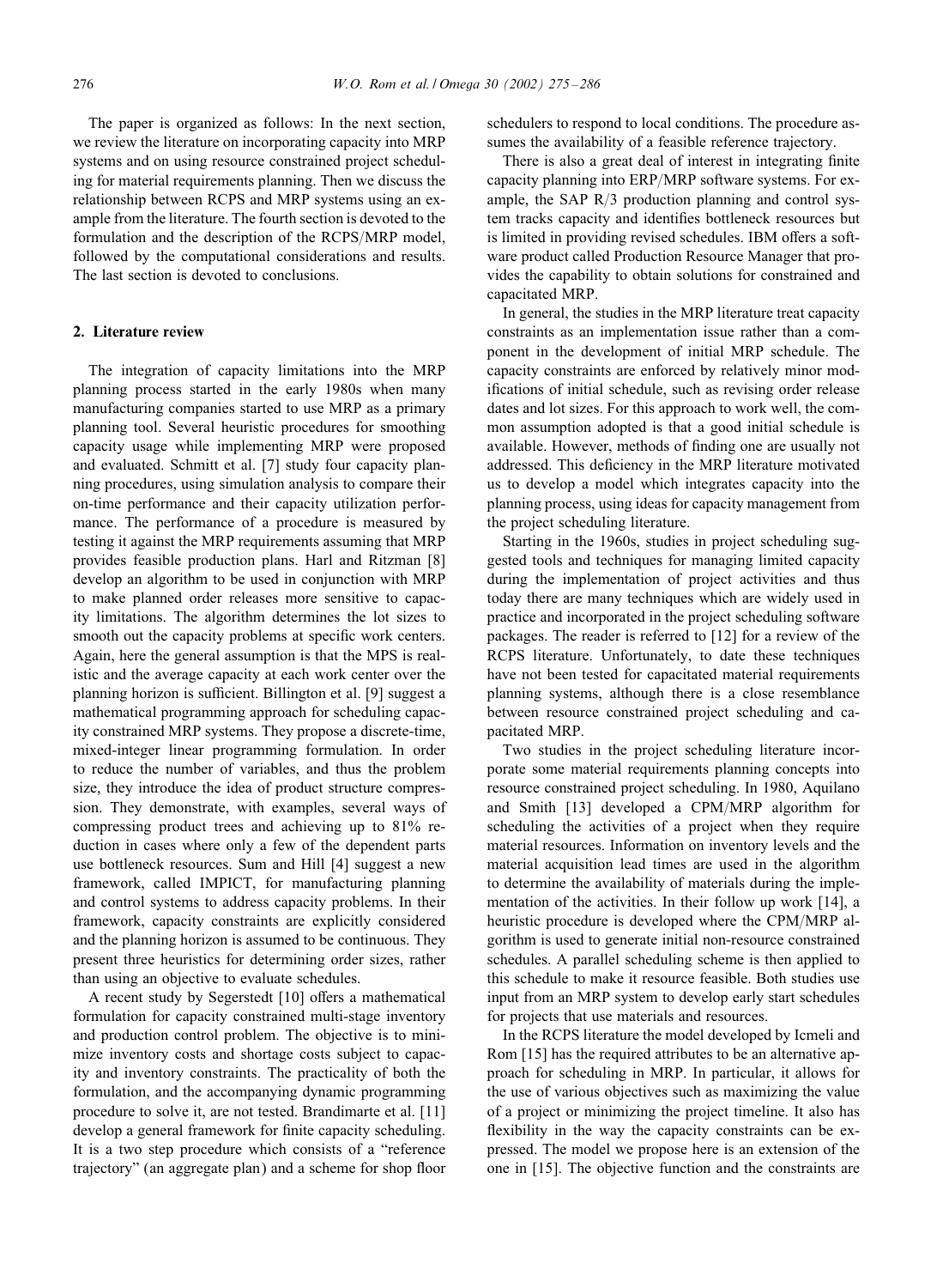The paper is organized as follows: In the next section, we review the literature on incorporating capacity into MRP systems and on using resource constrained project scheduling for material requirements planning. Then we discuss the relationship between RCPS and MRP systems using an example from the literature. The fourth section is devoted to the formulation and the description of the RCPS/MRP model, followed by the computational considerations and results. The last section is devoted to conclusions.

## 2. Literature review

The integration of capacity limitations into the MRP planning process started in the early 1980s when many manufacturing companies started to use MRP as a primary planning tool. Several heuristic procedures for smoothing capacity usage while implementing MRP were proposed and evaluated. Schmitt et al. [7] study four capacity planning procedures, using simulation analysis to compare their on-time performance and their capacity utilization performance. The performance of a procedure is measured by testing it against the MRP requirements assuming that MRP provides feasible production plans. Harl and Ritzman [8] develop an algorithm to be used in conjunction with MRP to make planned order releases more sensitive to capacity limitations. The algorithm determines the lot sizes to smooth out the capacity problems at specific work centers. Again, here the general assumption is that the MPS is realistic and the average capacity at each work center over the planning horizon is sufficient. Billington et al. [9] suggest a mathematical programming approach for scheduling capacity constrained MRP systems. They propose a discrete-time, mixed-integer linear programming formulation. In order to reduce the number of variables, and thus the problem size, they introduce the idea of product structure compression. They demonstrate, with examples, several ways of compressing product trees and achieving up to 81% reduction in cases where only a few of the dependent parts use bottleneck resources. Sum and Hill [4] suggest a new framework, called IMPICT, for manufacturing planning and control systems to address capacity problems. In their framework, capacity constraints are explicitly considered and the planning horizon is assumed to be continuous. They present three heuristics for determining order sizes, rather than using an objective to evaluate schedules.

A recent study by Segerstedt [10] offers a mathematical formulation for capacity constrained multi-stage inventory and production control problem. The objective is to minimize inventory costs and shortage costs subject to capacity and inventory constraints. The practicality of both the formulation, and the accompanying dynamic programming procedure to solve it, are not tested. Brandimarte et al. [11] develop a general framework for finite capacity scheduling. It is a two step procedure which consists of a "reference trajectory" (an aggregate plan) and a scheme for shop floor schedulers to respond to local conditions. The procedure assumes the availability of a feasible reference trajectory.

There is also a great deal of interest in integrating finite capacity planning into ERP/MRP software systems. For example, the SAP R/3 production planning and control system tracks capacity and identifies bottleneck resources but is limited in providing revised schedules. IBM offers a software product called Production Resource Manager that provides the capability to obtain solutions for constrained and capacitated MRP.

In general, the studies in the MRP literature treat capacity constraints as an implementation issue rather than a component in the development of initial MRP schedule. The capacity constraints are enforced by relatively minor modifications of initial schedule, such as revising order release dates and lot sizes. For this approach to work well, the common assumption adopted is that a good initial schedule is available. However, methods of finding one are usually not addressed. This deficiency in the MRP literature motivated us to develop a model which integrates capacity into the planning process, using ideas for capacity management from the project scheduling literature.

Starting in the 1960s, studies in project scheduling suggested tools and techniques for managing limited capacity during the implementation of project activities and thus today there are many techniques which are widely used in practice and incorporated in the project scheduling software packages. The reader is referred to [12] for a review of the RCPS literature. Unfortunately, to date these techniques have not been tested for capacitated material requirements planning systems, although there is a close resemblance between resource constrained project scheduling and capacitated MRP.

Two studies in the project scheduling literature incorporate some material requirements planning concepts into resource constrained project scheduling. In 1980, Aquilano and Smith [13] developed a CPM/MRP algorithm for scheduling the activities of a project when they require material resources. Information on inventory levels and the material acquisition lead times are used in the algorithm to determine the availability of materials during the implementation of the activities. In their follow up work [14], a heuristic procedure is developed where the CPM/MRP algorithm is used to generate initial non-resource constrained schedules. A parallel scheduling scheme is then applied to this schedule to make it resource feasible. Both studies use input from an MRP system to develop early start schedules for projects that use materials and resources.

In the RCPS literature the model developed by Icmeli and Rom [15] has the required attributes to be an alternative approach for scheduling in MRP. In particular, it allows for the use of various objectives such as maximizing the value of a project or minimizing the project timeline. It also has flexibility in the way the capacity constraints can be expressed. The model we propose here is an extension of the one in [15]. The objective function and the constraints are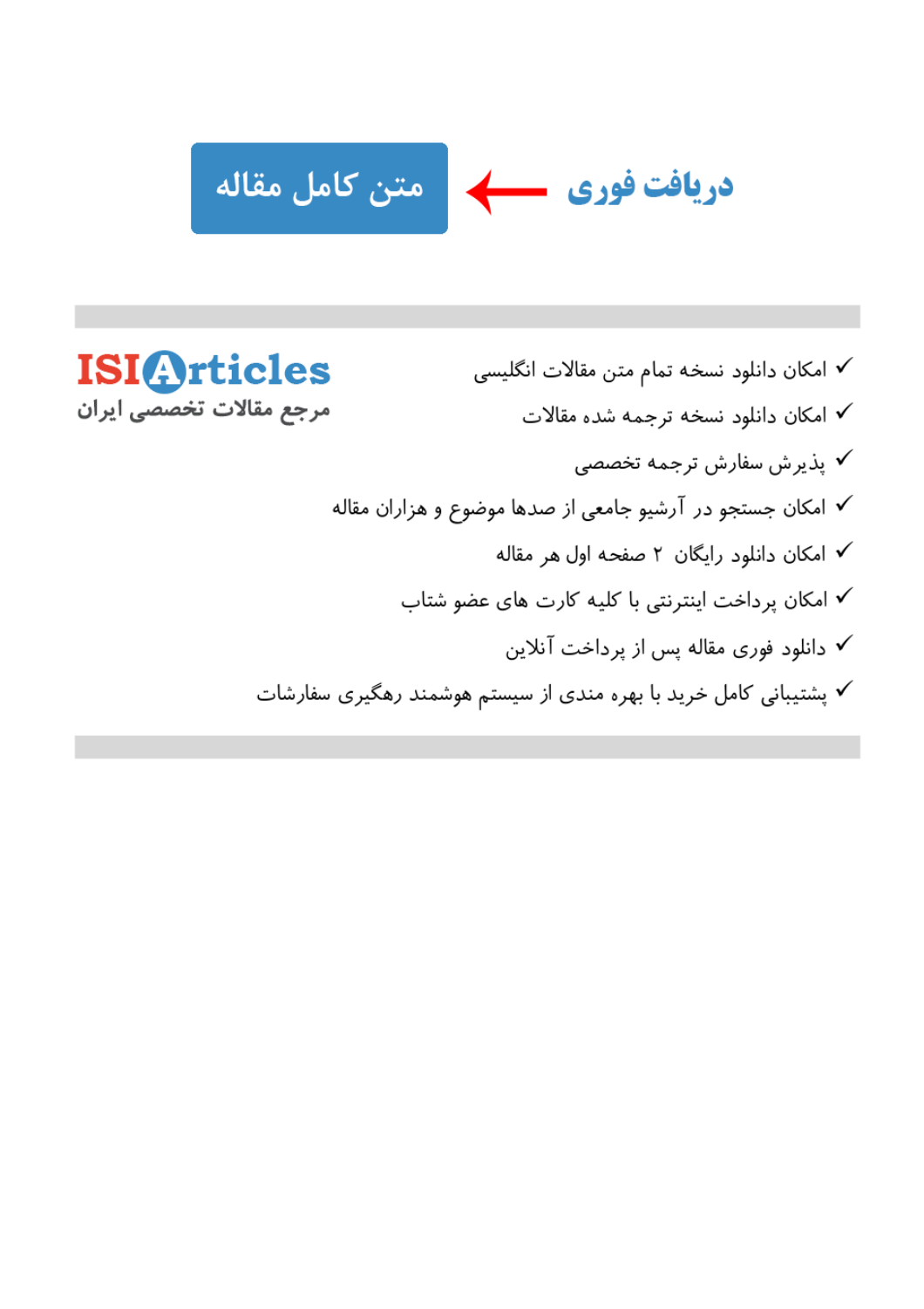دریافت فوری ← متن کامل مقاله

**ISIArticles**
مرجع مقالات تخصصی ایران

- ✓ امکان دانلود نسخه تمام متن مقالات انگلیسی
- ✓ امکان دانلود نسخه ترجمه شده مقالات
- ✓ پذیرش سفارش ترجمه تخصصی
- ✓ امکان جستجو در آرشیو جامعی از صدها موضوع و هزاران مقاله
- ✓ امکان دانلود رایگان ۲ صفحه اول هر مقاله
- ✓ امکان پرداخت اینترنتی با کلیه کارت های عضو شتاب
- ✓ دانلود فوری مقاله پس از پرداخت آنلاین
- ✓ پشتیبانی کامل خرید با بهره مندی از سیستم هوشمند رهگیری سفارشات